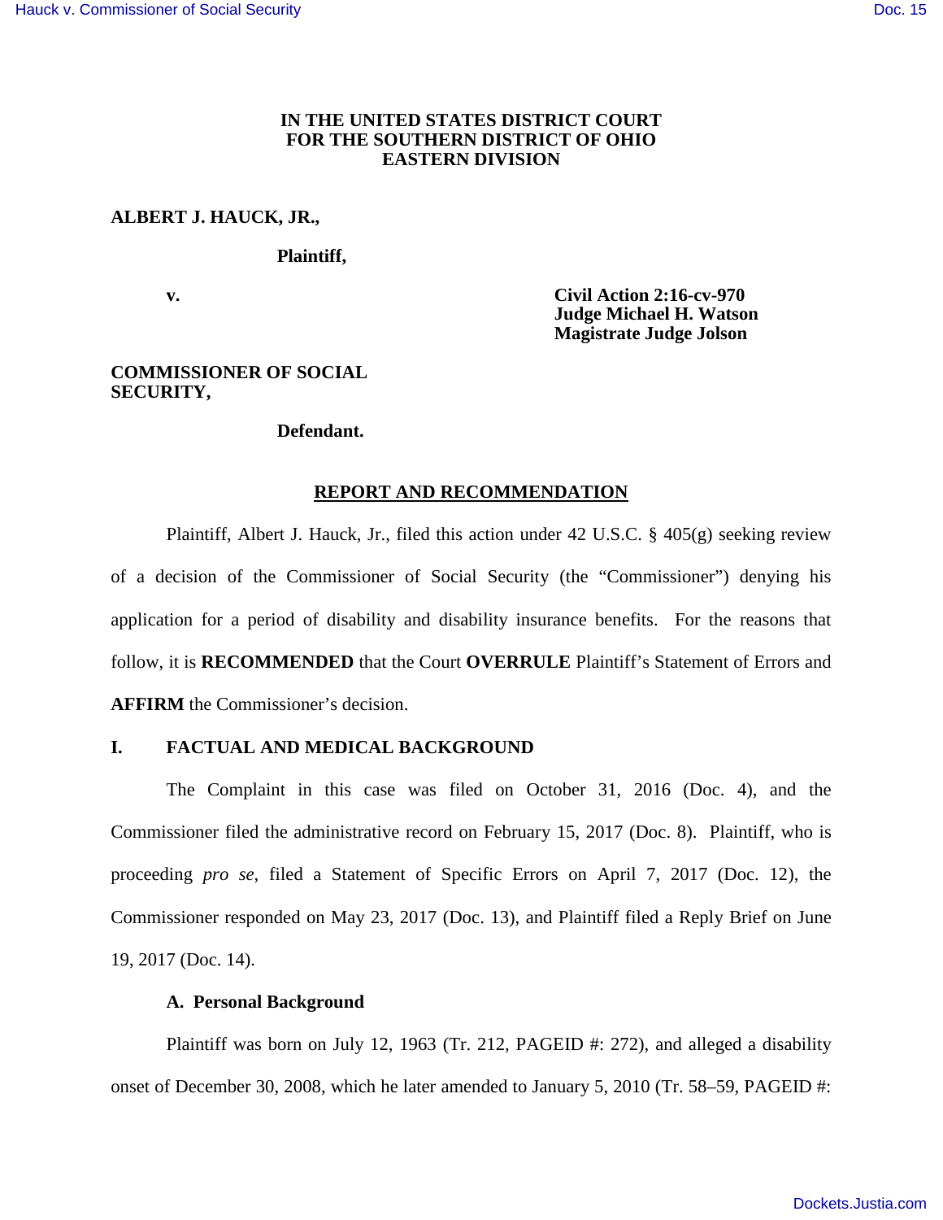**IN THE UNITED STATES DISTRICT COURT
FOR THE SOUTHERN DISTRICT OF OHIO
EASTERN DIVISION**

**ALBERT J. HAUCK, JR.,**

**Plaintiff,**

**v.**

**Civil Action 2:16-cv-970
Judge Michael H. Watson
Magistrate Judge Jolson**

**COMMISSIONER OF SOCIAL SECURITY,**

**Defendant.**

## REPORT AND RECOMMENDATION

Plaintiff, Albert J. Hauck, Jr., filed this action under 42 U.S.C. § 405(g) seeking review of a decision of the Commissioner of Social Security (the "Commissioner") denying his application for a period of disability and disability insurance benefits. For the reasons that follow, it is **RECOMMENDED** that the Court **OVERRULE** Plaintiff's Statement of Errors and **AFFIRM** the Commissioner's decision.

## I. FACTUAL AND MEDICAL BACKGROUND

The Complaint in this case was filed on October 31, 2016 (Doc. 4), and the Commissioner filed the administrative record on February 15, 2017 (Doc. 8). Plaintiff, who is proceeding *pro se*, filed a Statement of Specific Errors on April 7, 2017 (Doc. 12), the Commissioner responded on May 23, 2017 (Doc. 13), and Plaintiff filed a Reply Brief on June 19, 2017 (Doc. 14).

### A. Personal Background

Plaintiff was born on July 12, 1963 (Tr. 212, PAGEID #: 272), and alleged a disability onset of December 30, 2008, which he later amended to January 5, 2010 (Tr. 58–59, PAGEID #: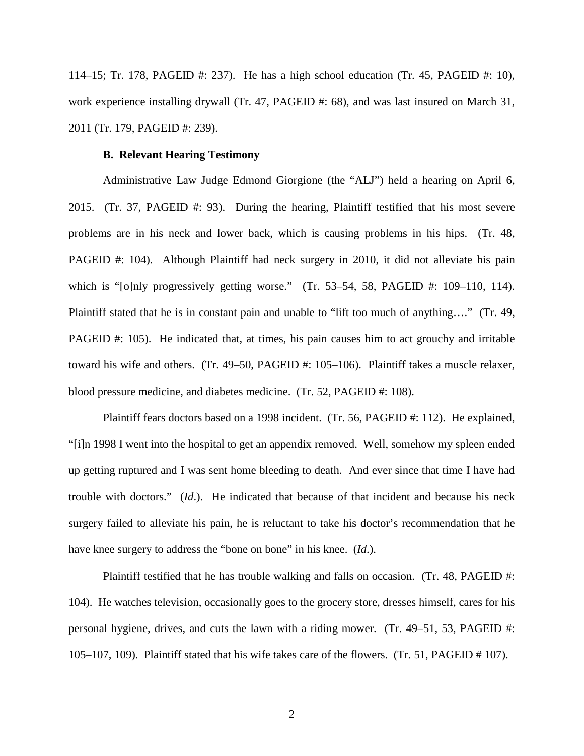114–15; Tr. 178, PAGEID #: 237). He has a high school education (Tr. 45, PAGEID #: 10), work experience installing drywall (Tr. 47, PAGEID #: 68), and was last insured on March 31, 2011 (Tr. 179, PAGEID #: 239).

**B. Relevant Hearing Testimony**

Administrative Law Judge Edmond Giorgione (the "ALJ") held a hearing on April 6, 2015. (Tr. 37, PAGEID #: 93). During the hearing, Plaintiff testified that his most severe problems are in his neck and lower back, which is causing problems in his hips. (Tr. 48, PAGEID #: 104). Although Plaintiff had neck surgery in 2010, it did not alleviate his pain which is "[o]nly progressively getting worse." (Tr. 53–54, 58, PAGEID #: 109–110, 114). Plaintiff stated that he is in constant pain and unable to "lift too much of anything…." (Tr. 49, PAGEID #: 105). He indicated that, at times, his pain causes him to act grouchy and irritable toward his wife and others. (Tr. 49–50, PAGEID #: 105–106). Plaintiff takes a muscle relaxer, blood pressure medicine, and diabetes medicine. (Tr. 52, PAGEID #: 108).

Plaintiff fears doctors based on a 1998 incident. (Tr. 56, PAGEID #: 112). He explained, "[i]n 1998 I went into the hospital to get an appendix removed. Well, somehow my spleen ended up getting ruptured and I was sent home bleeding to death. And ever since that time I have had trouble with doctors." (*Id*.). He indicated that because of that incident and because his neck surgery failed to alleviate his pain, he is reluctant to take his doctor's recommendation that he have knee surgery to address the "bone on bone" in his knee. (*Id*.).

Plaintiff testified that he has trouble walking and falls on occasion. (Tr. 48, PAGEID #: 104). He watches television, occasionally goes to the grocery store, dresses himself, cares for his personal hygiene, drives, and cuts the lawn with a riding mower. (Tr. 49–51, 53, PAGEID #: 105–107, 109). Plaintiff stated that his wife takes care of the flowers. (Tr. 51, PAGEID # 107).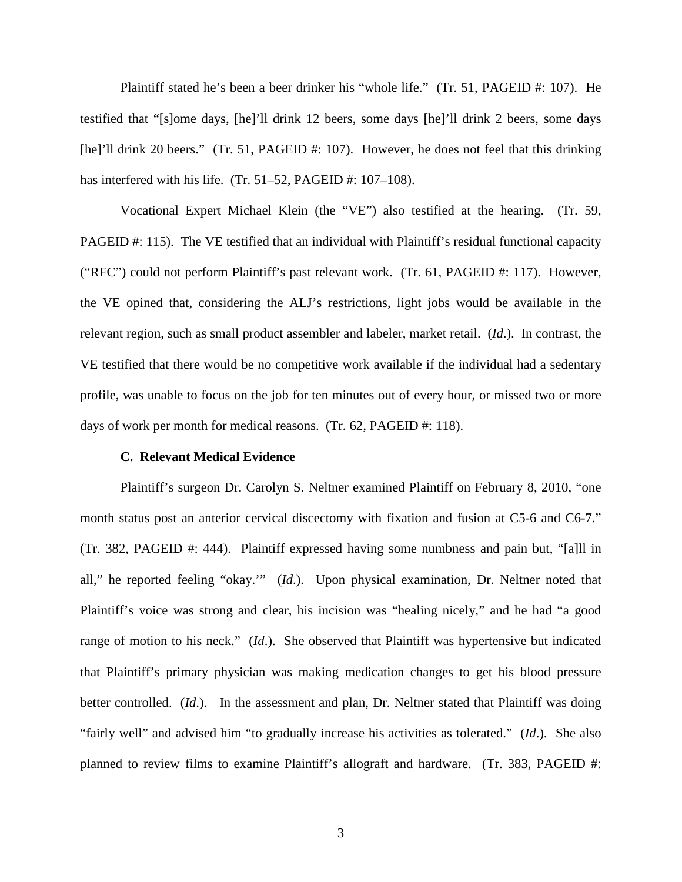Plaintiff stated he's been a beer drinker his "whole life." (Tr. 51, PAGEID #: 107). He testified that "[s]ome days, [he]'ll drink 12 beers, some days [he]'ll drink 2 beers, some days [he]'ll drink 20 beers." (Tr. 51, PAGEID #: 107). However, he does not feel that this drinking has interfered with his life. (Tr. 51–52, PAGEID #: 107–108).

Vocational Expert Michael Klein (the "VE") also testified at the hearing. (Tr. 59, PAGEID #: 115). The VE testified that an individual with Plaintiff's residual functional capacity ("RFC") could not perform Plaintiff's past relevant work. (Tr. 61, PAGEID #: 117). However, the VE opined that, considering the ALJ's restrictions, light jobs would be available in the relevant region, such as small product assembler and labeler, market retail. (*Id.*). In contrast, the VE testified that there would be no competitive work available if the individual had a sedentary profile, was unable to focus on the job for ten minutes out of every hour, or missed two or more days of work per month for medical reasons. (Tr. 62, PAGEID #: 118).

### C. Relevant Medical Evidence

Plaintiff's surgeon Dr. Carolyn S. Neltner examined Plaintiff on February 8, 2010, "one month status post an anterior cervical discectomy with fixation and fusion at C5-6 and C6-7." (Tr. 382, PAGEID #: 444). Plaintiff expressed having some numbness and pain but, "[a]ll in all," he reported feeling "okay.'" (*Id.*). Upon physical examination, Dr. Neltner noted that Plaintiff's voice was strong and clear, his incision was "healing nicely," and he had "a good range of motion to his neck." (*Id.*). She observed that Plaintiff was hypertensive but indicated that Plaintiff's primary physician was making medication changes to get his blood pressure better controlled. (*Id.*). In the assessment and plan, Dr. Neltner stated that Plaintiff was doing "fairly well" and advised him "to gradually increase his activities as tolerated." (*Id.*). She also planned to review films to examine Plaintiff's allograft and hardware. (Tr. 383, PAGEID #: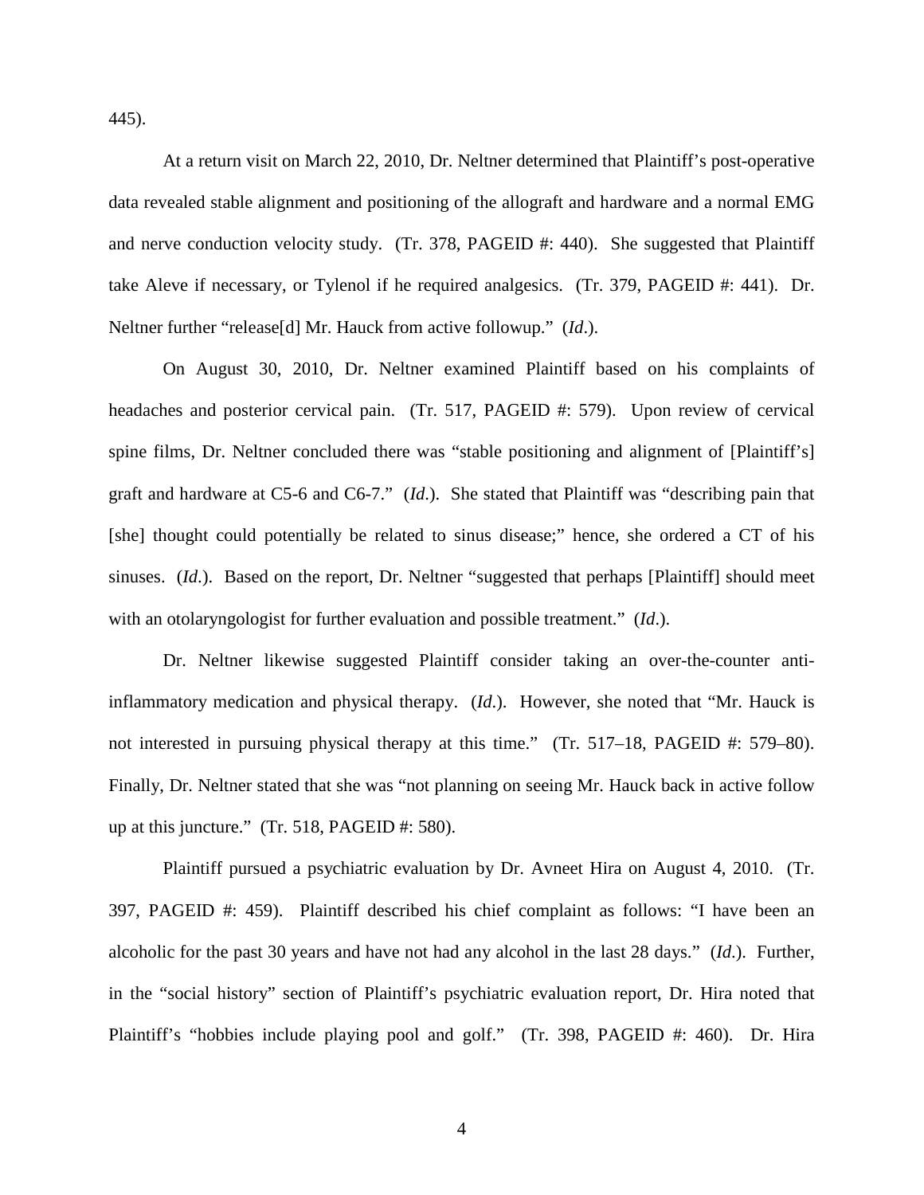445).

At a return visit on March 22, 2010, Dr. Neltner determined that Plaintiff's post-operative data revealed stable alignment and positioning of the allograft and hardware and a normal EMG and nerve conduction velocity study. (Tr. 378, PAGEID #: 440). She suggested that Plaintiff take Aleve if necessary, or Tylenol if he required analgesics. (Tr. 379, PAGEID #: 441). Dr. Neltner further "release[d] Mr. Hauck from active followup." (*Id*.).

On August 30, 2010, Dr. Neltner examined Plaintiff based on his complaints of headaches and posterior cervical pain. (Tr. 517, PAGEID #: 579). Upon review of cervical spine films, Dr. Neltner concluded there was "stable positioning and alignment of [Plaintiff's] graft and hardware at C5-6 and C6-7." (*Id*.). She stated that Plaintiff was "describing pain that [she] thought could potentially be related to sinus disease;" hence, she ordered a CT of his sinuses. (*Id*.). Based on the report, Dr. Neltner "suggested that perhaps [Plaintiff] should meet with an otolaryngologist for further evaluation and possible treatment." (*Id*.).

Dr. Neltner likewise suggested Plaintiff consider taking an over-the-counter anti-inflammatory medication and physical therapy. (*Id*.). However, she noted that "Mr. Hauck is not interested in pursuing physical therapy at this time." (Tr. 517–18, PAGEID #: 579–80). Finally, Dr. Neltner stated that she was "not planning on seeing Mr. Hauck back in active follow up at this juncture." (Tr. 518, PAGEID #: 580).

Plaintiff pursued a psychiatric evaluation by Dr. Avneet Hira on August 4, 2010. (Tr. 397, PAGEID #: 459). Plaintiff described his chief complaint as follows: "I have been an alcoholic for the past 30 years and have not had any alcohol in the last 28 days." (*Id*.). Further, in the "social history" section of Plaintiff's psychiatric evaluation report, Dr. Hira noted that Plaintiff's "hobbies include playing pool and golf." (Tr. 398, PAGEID #: 460). Dr. Hira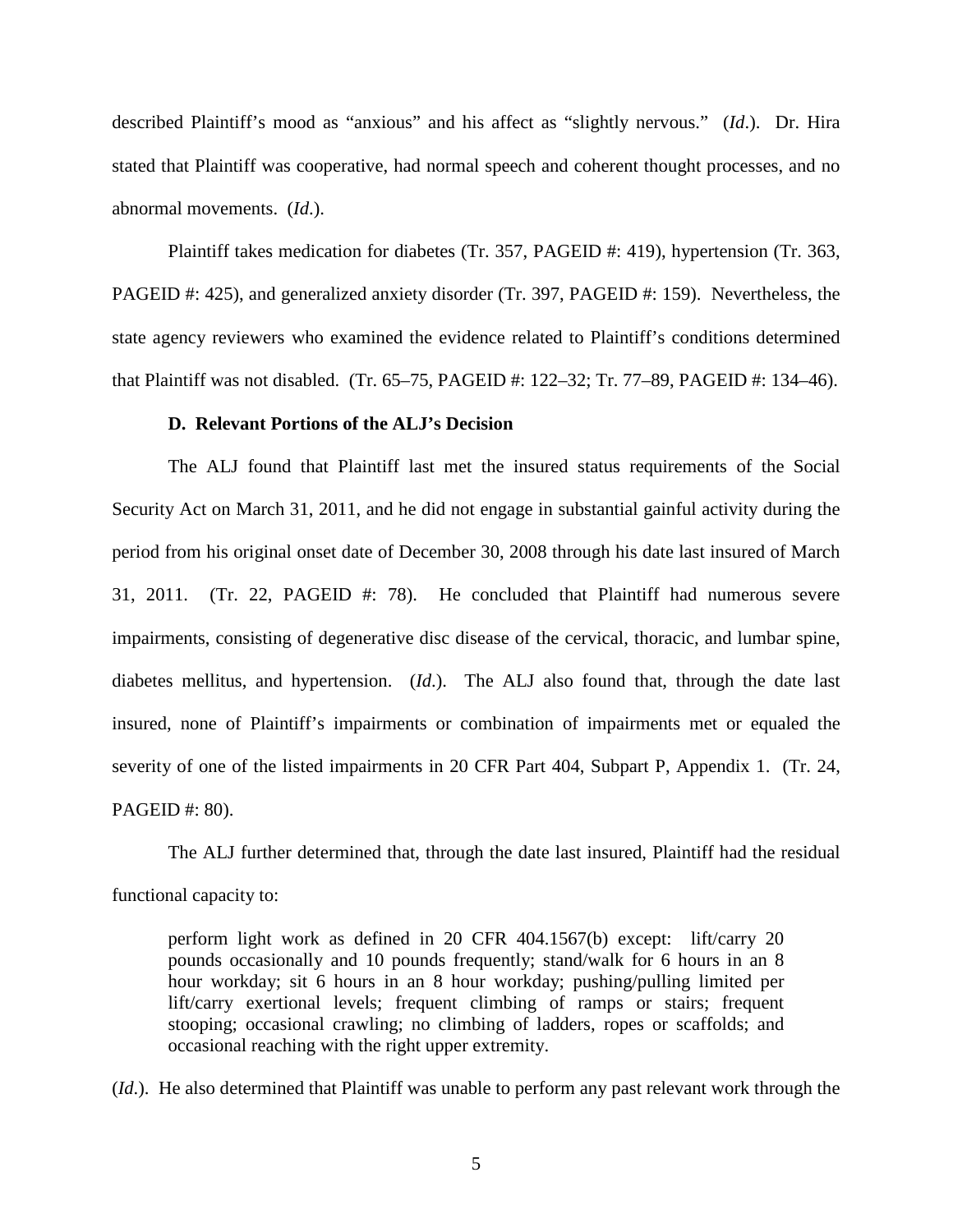described Plaintiff's mood as "anxious" and his affect as "slightly nervous." (*Id*.). Dr. Hira stated that Plaintiff was cooperative, had normal speech and coherent thought processes, and no abnormal movements. (*Id*.).

Plaintiff takes medication for diabetes (Tr. 357, PAGEID #: 419), hypertension (Tr. 363, PAGEID #: 425), and generalized anxiety disorder (Tr. 397, PAGEID #: 159). Nevertheless, the state agency reviewers who examined the evidence related to Plaintiff's conditions determined that Plaintiff was not disabled. (Tr. 65–75, PAGEID #: 122–32; Tr. 77–89, PAGEID #: 134–46).

### D. Relevant Portions of the ALJ's Decision

The ALJ found that Plaintiff last met the insured status requirements of the Social Security Act on March 31, 2011, and he did not engage in substantial gainful activity during the period from his original onset date of December 30, 2008 through his date last insured of March 31, 2011. (Tr. 22, PAGEID #: 78). He concluded that Plaintiff had numerous severe impairments, consisting of degenerative disc disease of the cervical, thoracic, and lumbar spine, diabetes mellitus, and hypertension. (*Id*.). The ALJ also found that, through the date last insured, none of Plaintiff's impairments or combination of impairments met or equaled the severity of one of the listed impairments in 20 CFR Part 404, Subpart P, Appendix 1. (Tr. 24, PAGEID #: 80).

The ALJ further determined that, through the date last insured, Plaintiff had the residual functional capacity to:

> perform light work as defined in 20 CFR 404.1567(b) except: lift/carry 20 pounds occasionally and 10 pounds frequently; stand/walk for 6 hours in an 8 hour workday; sit 6 hours in an 8 hour workday; pushing/pulling limited per lift/carry exertional levels; frequent climbing of ramps or stairs; frequent stooping; occasional crawling; no climbing of ladders, ropes or scaffolds; and occasional reaching with the right upper extremity.

(*Id*.). He also determined that Plaintiff was unable to perform any past relevant work through the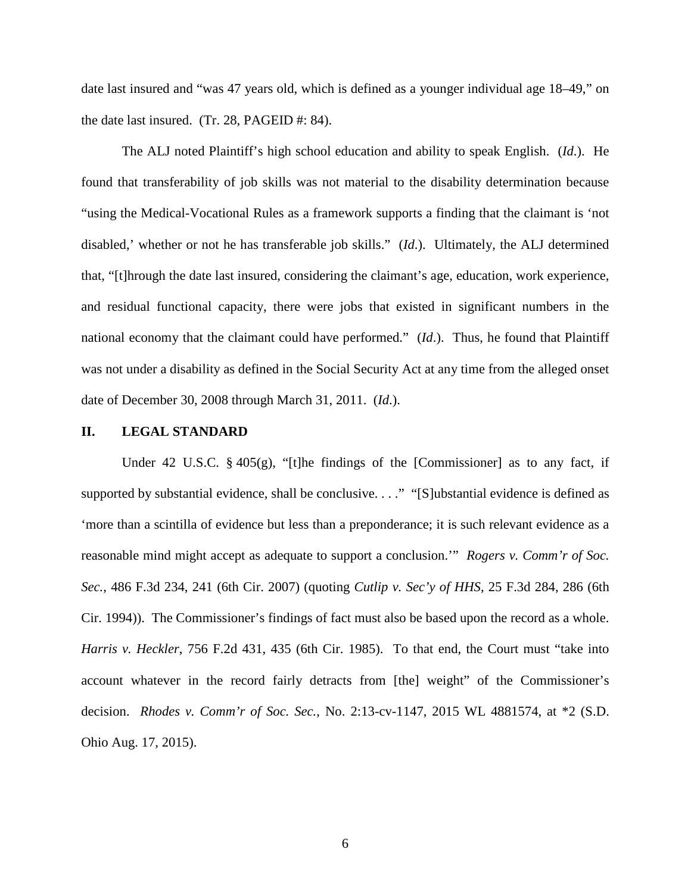date last insured and "was 47 years old, which is defined as a younger individual age 18–49," on the date last insured. (Tr. 28, PAGEID #: 84).

The ALJ noted Plaintiff's high school education and ability to speak English. (*Id.*). He found that transferability of job skills was not material to the disability determination because "using the Medical-Vocational Rules as a framework supports a finding that the claimant is 'not disabled,' whether or not he has transferable job skills." (*Id.*). Ultimately, the ALJ determined that, "[t]hrough the date last insured, considering the claimant's age, education, work experience, and residual functional capacity, there were jobs that existed in significant numbers in the national economy that the claimant could have performed." (*Id.*). Thus, he found that Plaintiff was not under a disability as defined in the Social Security Act at any time from the alleged onset date of December 30, 2008 through March 31, 2011. (*Id.*).

## II. LEGAL STANDARD

Under 42 U.S.C. § 405(g), "[t]he findings of the [Commissioner] as to any fact, if supported by substantial evidence, shall be conclusive. . . ." "[S]ubstantial evidence is defined as 'more than a scintilla of evidence but less than a preponderance; it is such relevant evidence as a reasonable mind might accept as adequate to support a conclusion.'" *Rogers v. Comm'r of Soc. Sec.*, 486 F.3d 234, 241 (6th Cir. 2007) (quoting *Cutlip v. Sec'y of HHS*, 25 F.3d 284, 286 (6th Cir. 1994)). The Commissioner's findings of fact must also be based upon the record as a whole. *Harris v. Heckler*, 756 F.2d 431, 435 (6th Cir. 1985). To that end, the Court must "take into account whatever in the record fairly detracts from [the] weight" of the Commissioner's decision. *Rhodes v. Comm'r of Soc. Sec.*, No. 2:13-cv-1147, 2015 WL 4881574, at *2 (S.D. Ohio Aug. 17, 2015).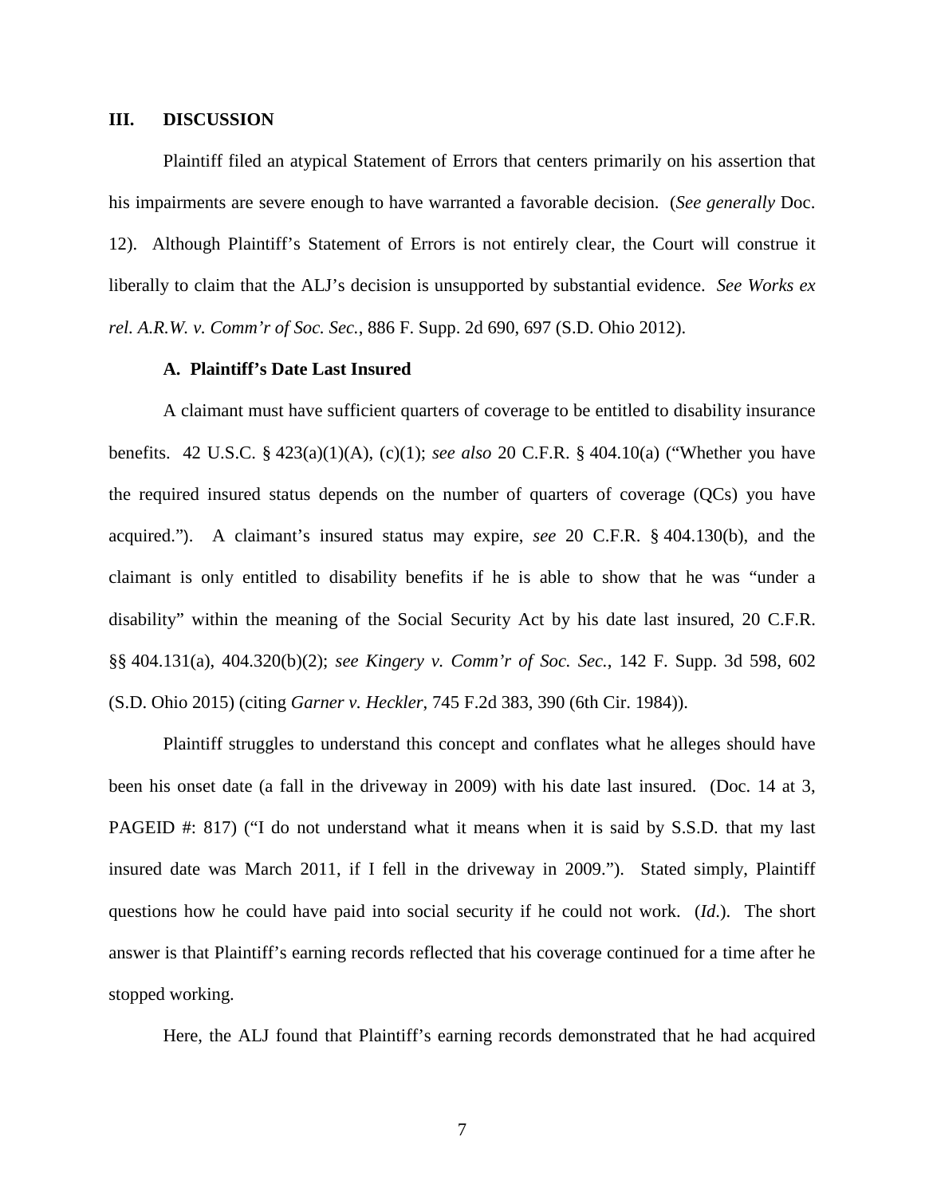## III. DISCUSSION

Plaintiff filed an atypical Statement of Errors that centers primarily on his assertion that his impairments are severe enough to have warranted a favorable decision. (*See generally* Doc. 12). Although Plaintiff's Statement of Errors is not entirely clear, the Court will construe it liberally to claim that the ALJ's decision is unsupported by substantial evidence. *See Works ex rel. A.R.W. v. Comm'r of Soc. Sec.*, 886 F. Supp. 2d 690, 697 (S.D. Ohio 2012).

### A. Plaintiff's Date Last Insured

A claimant must have sufficient quarters of coverage to be entitled to disability insurance benefits. 42 U.S.C. § 423(a)(1)(A), (c)(1); *see also* 20 C.F.R. § 404.10(a) ("Whether you have the required insured status depends on the number of quarters of coverage (QCs) you have acquired."). A claimant's insured status may expire, *see* 20 C.F.R. § 404.130(b), and the claimant is only entitled to disability benefits if he is able to show that he was "under a disability" within the meaning of the Social Security Act by his date last insured, 20 C.F.R. §§ 404.131(a), 404.320(b)(2); *see Kingery v. Comm'r of Soc. Sec.*, 142 F. Supp. 3d 598, 602 (S.D. Ohio 2015) (citing *Garner v. Heckler*, 745 F.2d 383, 390 (6th Cir. 1984)).

Plaintiff struggles to understand this concept and conflates what he alleges should have been his onset date (a fall in the driveway in 2009) with his date last insured. (Doc. 14 at 3, PAGEID #: 817) ("I do not understand what it means when it is said by S.S.D. that my last insured date was March 2011, if I fell in the driveway in 2009."). Stated simply, Plaintiff questions how he could have paid into social security if he could not work. (*Id*.). The short answer is that Plaintiff's earning records reflected that his coverage continued for a time after he stopped working.

Here, the ALJ found that Plaintiff's earning records demonstrated that he had acquired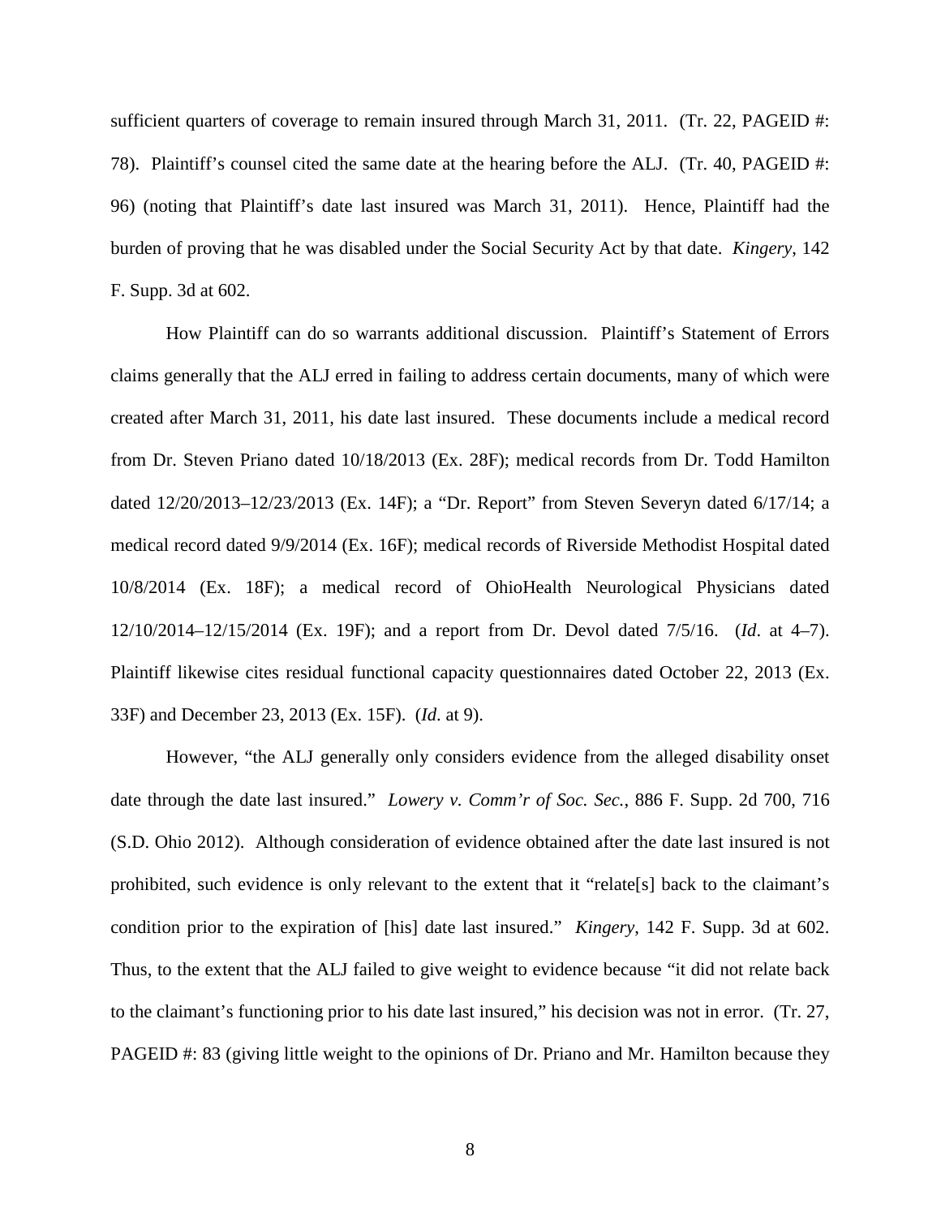sufficient quarters of coverage to remain insured through March 31, 2011. (Tr. 22, PAGEID #: 78). Plaintiff's counsel cited the same date at the hearing before the ALJ. (Tr. 40, PAGEID #: 96) (noting that Plaintiff's date last insured was March 31, 2011). Hence, Plaintiff had the burden of proving that he was disabled under the Social Security Act by that date. *Kingery*, 142 F. Supp. 3d at 602.

How Plaintiff can do so warrants additional discussion. Plaintiff's Statement of Errors claims generally that the ALJ erred in failing to address certain documents, many of which were created after March 31, 2011, his date last insured. These documents include a medical record from Dr. Steven Priano dated 10/18/2013 (Ex. 28F); medical records from Dr. Todd Hamilton dated 12/20/2013–12/23/2013 (Ex. 14F); a "Dr. Report" from Steven Severyn dated 6/17/14; a medical record dated 9/9/2014 (Ex. 16F); medical records of Riverside Methodist Hospital dated 10/8/2014 (Ex. 18F); a medical record of OhioHealth Neurological Physicians dated 12/10/2014–12/15/2014 (Ex. 19F); and a report from Dr. Devol dated 7/5/16. (*Id*. at 4–7). Plaintiff likewise cites residual functional capacity questionnaires dated October 22, 2013 (Ex. 33F) and December 23, 2013 (Ex. 15F). (*Id*. at 9).

However, "the ALJ generally only considers evidence from the alleged disability onset date through the date last insured." *Lowery v. Comm'r of Soc. Sec.*, 886 F. Supp. 2d 700, 716 (S.D. Ohio 2012). Although consideration of evidence obtained after the date last insured is not prohibited, such evidence is only relevant to the extent that it "relate[s] back to the claimant's condition prior to the expiration of [his] date last insured." *Kingery*, 142 F. Supp. 3d at 602. Thus, to the extent that the ALJ failed to give weight to evidence because "it did not relate back to the claimant's functioning prior to his date last insured," his decision was not in error. (Tr. 27, PAGEID #: 83 (giving little weight to the opinions of Dr. Priano and Mr. Hamilton because they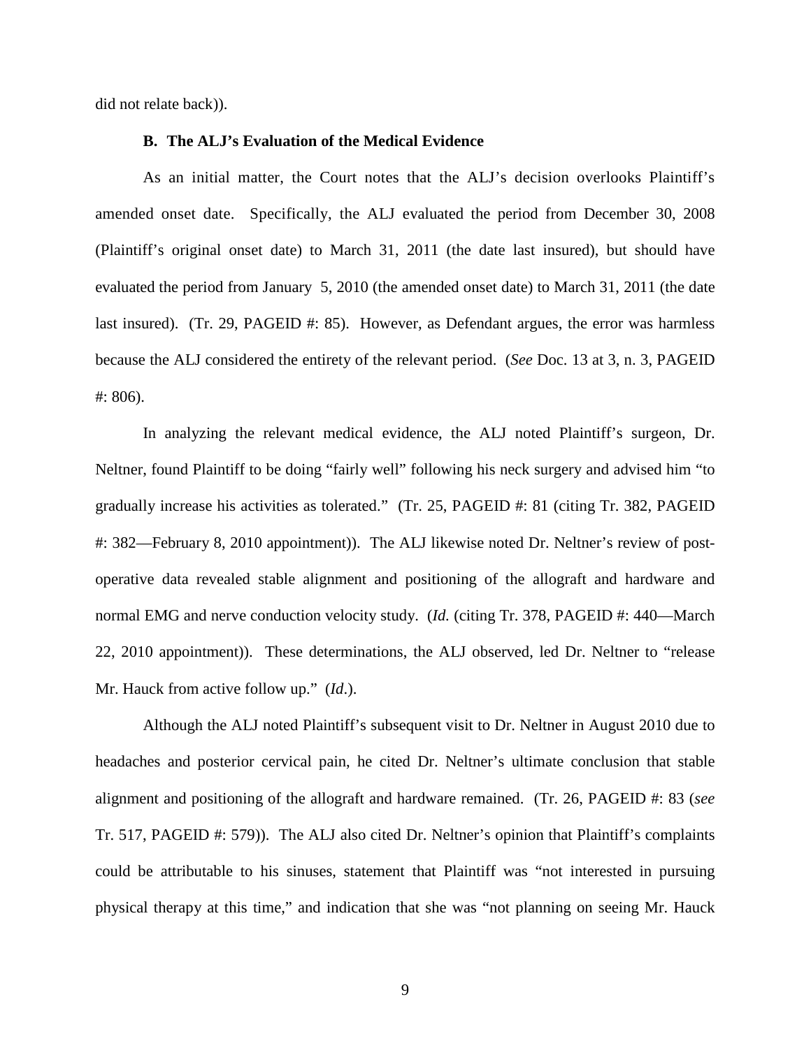did not relate back)).

### B. The ALJ's Evaluation of the Medical Evidence

As an initial matter, the Court notes that the ALJ's decision overlooks Plaintiff's amended onset date. Specifically, the ALJ evaluated the period from December 30, 2008 (Plaintiff's original onset date) to March 31, 2011 (the date last insured), but should have evaluated the period from January 5, 2010 (the amended onset date) to March 31, 2011 (the date last insured). (Tr. 29, PAGEID #: 85). However, as Defendant argues, the error was harmless because the ALJ considered the entirety of the relevant period. (*See* Doc. 13 at 3, n. 3, PAGEID #: 806).

In analyzing the relevant medical evidence, the ALJ noted Plaintiff's surgeon, Dr. Neltner, found Plaintiff to be doing "fairly well" following his neck surgery and advised him "to gradually increase his activities as tolerated." (Tr. 25, PAGEID #: 81 (citing Tr. 382, PAGEID #: 382—February 8, 2010 appointment)). The ALJ likewise noted Dr. Neltner's review of post-operative data revealed stable alignment and positioning of the allograft and hardware and normal EMG and nerve conduction velocity study. (*Id.* (citing Tr. 378, PAGEID #: 440—March 22, 2010 appointment)). These determinations, the ALJ observed, led Dr. Neltner to "release Mr. Hauck from active follow up." (*Id*.).

Although the ALJ noted Plaintiff's subsequent visit to Dr. Neltner in August 2010 due to headaches and posterior cervical pain, he cited Dr. Neltner's ultimate conclusion that stable alignment and positioning of the allograft and hardware remained. (Tr. 26, PAGEID #: 83 (*see* Tr. 517, PAGEID #: 579)). The ALJ also cited Dr. Neltner's opinion that Plaintiff's complaints could be attributable to his sinuses, statement that Plaintiff was "not interested in pursuing physical therapy at this time," and indication that she was "not planning on seeing Mr. Hauck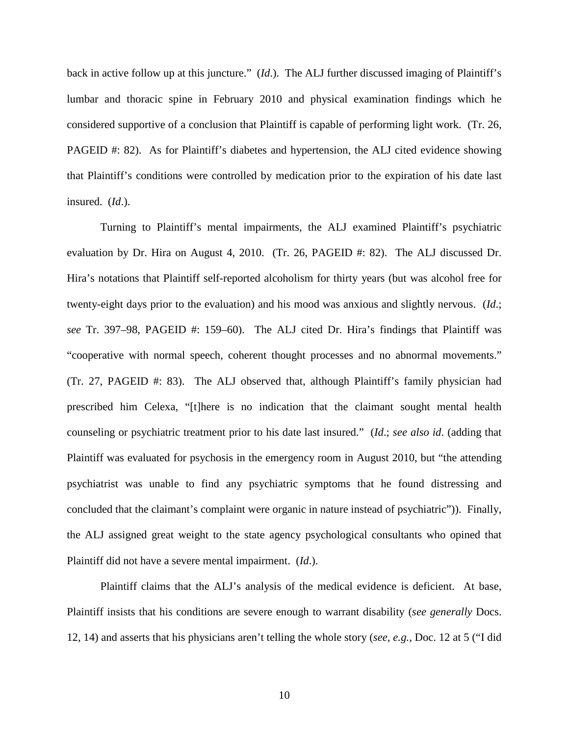back in active follow up at this juncture." (*Id*.). The ALJ further discussed imaging of Plaintiff's lumbar and thoracic spine in February 2010 and physical examination findings which he considered supportive of a conclusion that Plaintiff is capable of performing light work. (Tr. 26, PAGEID #: 82). As for Plaintiff's diabetes and hypertension, the ALJ cited evidence showing that Plaintiff's conditions were controlled by medication prior to the expiration of his date last insured. (*Id*.).

Turning to Plaintiff's mental impairments, the ALJ examined Plaintiff's psychiatric evaluation by Dr. Hira on August 4, 2010. (Tr. 26, PAGEID #: 82). The ALJ discussed Dr. Hira's notations that Plaintiff self-reported alcoholism for thirty years (but was alcohol free for twenty-eight days prior to the evaluation) and his mood was anxious and slightly nervous. (*Id*.; *see* Tr. 397–98, PAGEID #: 159–60). The ALJ cited Dr. Hira's findings that Plaintiff was "cooperative with normal speech, coherent thought processes and no abnormal movements." (Tr. 27, PAGEID #: 83). The ALJ observed that, although Plaintiff's family physician had prescribed him Celexa, "[t]here is no indication that the claimant sought mental health counseling or psychiatric treatment prior to his date last insured." (*Id*.; *see also id*. (adding that Plaintiff was evaluated for psychosis in the emergency room in August 2010, but "the attending psychiatrist was unable to find any psychiatric symptoms that he found distressing and concluded that the claimant's complaint were organic in nature instead of psychiatric")). Finally, the ALJ assigned great weight to the state agency psychological consultants who opined that Plaintiff did not have a severe mental impairment. (*Id*.).

Plaintiff claims that the ALJ's analysis of the medical evidence is deficient. At base, Plaintiff insists that his conditions are severe enough to warrant disability (*see generally* Docs. 12, 14) and asserts that his physicians aren't telling the whole story (*see, e.g.*, Doc. 12 at 5 ("I did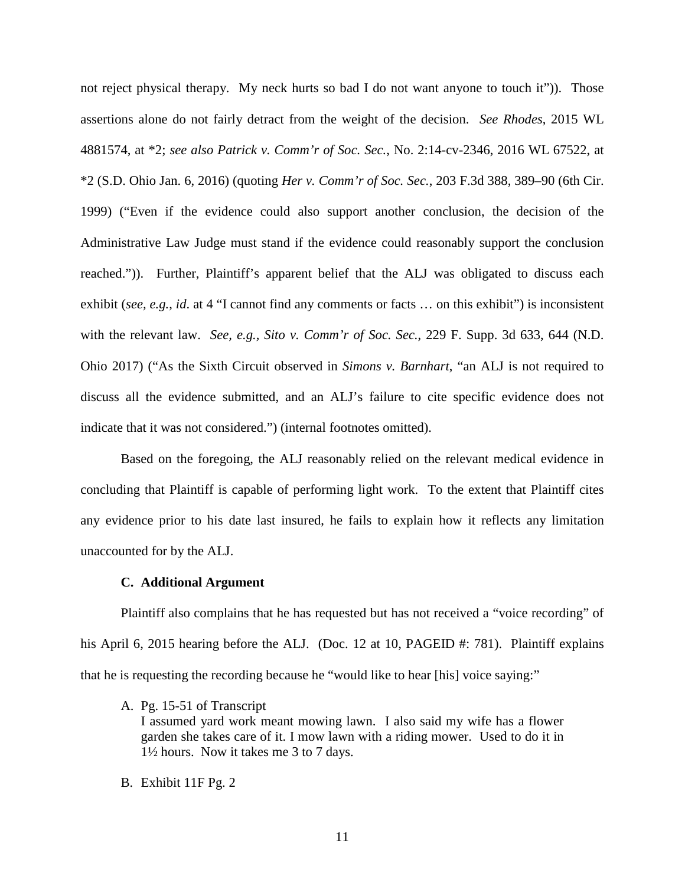not reject physical therapy. My neck hurts so bad I do not want anyone to touch it")). Those assertions alone do not fairly detract from the weight of the decision. *See Rhodes*, 2015 WL 4881574, at *2; *see also Patrick v. Comm'r of Soc. Sec.*, No. 2:14-cv-2346, 2016 WL 67522, at *2 (S.D. Ohio Jan. 6, 2016) (quoting *Her v. Comm'r of Soc. Sec.*, 203 F.3d 388, 389–90 (6th Cir. 1999) ("Even if the evidence could also support another conclusion, the decision of the Administrative Law Judge must stand if the evidence could reasonably support the conclusion reached.")). Further, Plaintiff's apparent belief that the ALJ was obligated to discuss each exhibit (*see, e.g.*, *id*. at 4 "I cannot find any comments or facts … on this exhibit") is inconsistent with the relevant law. *See, e.g., Sito v. Comm'r of Soc. Sec.*, 229 F. Supp. 3d 633, 644 (N.D. Ohio 2017) ("As the Sixth Circuit observed in *Simons v. Barnhart*, "an ALJ is not required to discuss all the evidence submitted, and an ALJ's failure to cite specific evidence does not indicate that it was not considered.") (internal footnotes omitted).

Based on the foregoing, the ALJ reasonably relied on the relevant medical evidence in concluding that Plaintiff is capable of performing light work. To the extent that Plaintiff cites any evidence prior to his date last insured, he fails to explain how it reflects any limitation unaccounted for by the ALJ.

### C. Additional Argument

Plaintiff also complains that he has requested but has not received a "voice recording" of his April 6, 2015 hearing before the ALJ. (Doc. 12 at 10, PAGEID #: 781). Plaintiff explains that he is requesting the recording because he "would like to hear [his] voice saying:"

A. Pg. 15-51 of Transcript
I assumed yard work meant mowing lawn. I also said my wife has a flower garden she takes care of it. I mow lawn with a riding mower. Used to do it in 1½ hours. Now it takes me 3 to 7 days.

B. Exhibit 11F Pg. 2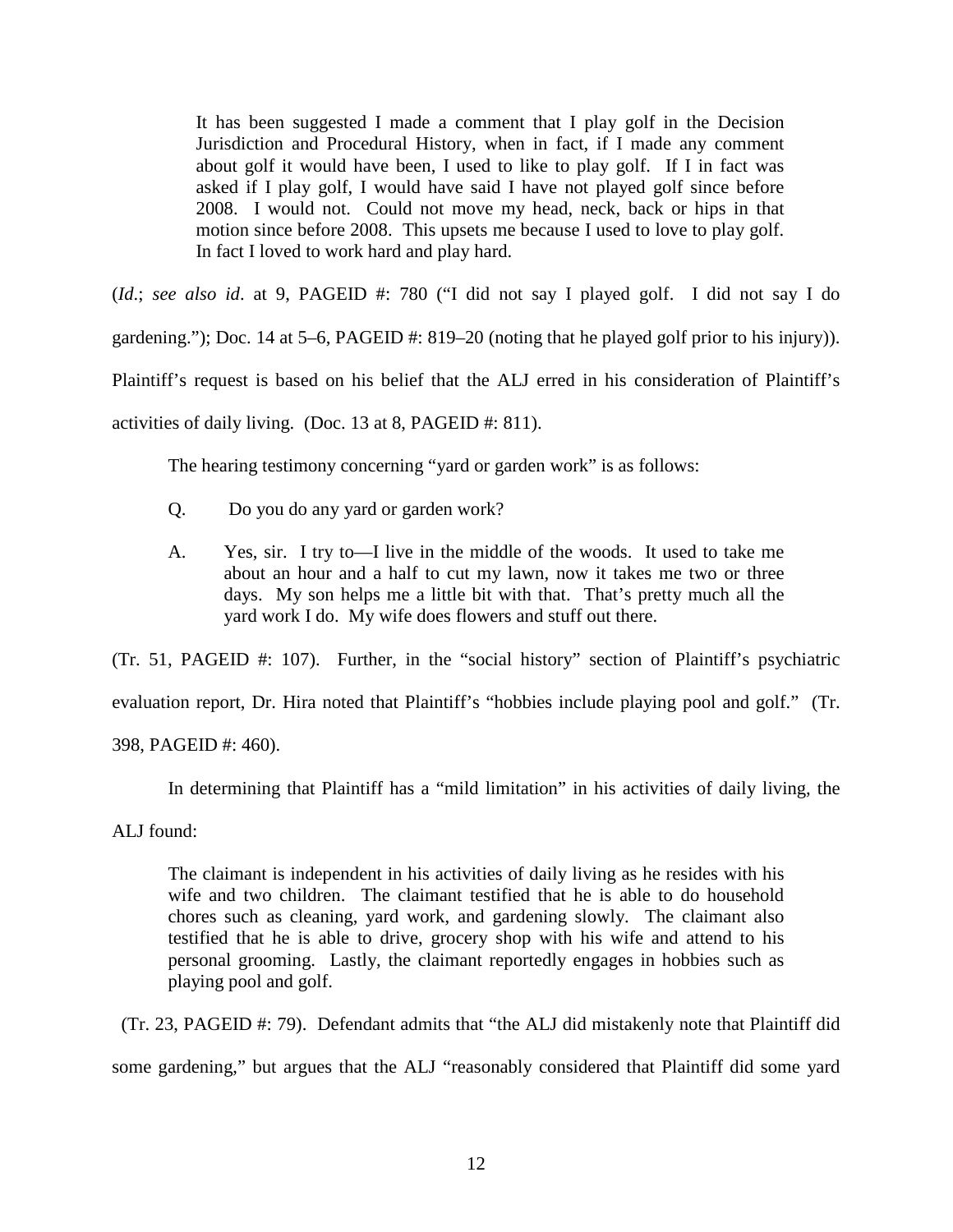> It has been suggested I made a comment that I play golf in the Decision Jurisdiction and Procedural History, when in fact, if I made any comment about golf it would have been, I used to like to play golf. If I in fact was asked if I play golf, I would have said I have not played golf since before 2008. I would not. Could not move my head, neck, back or hips in that motion since before 2008. This upsets me because I used to love to play golf. In fact I loved to work hard and play hard.

(*Id*.; *see also id*. at 9, PAGEID #: 780 ("I did not say I played golf. I did not say I do gardening."); Doc. 14 at 5–6, PAGEID #: 819–20 (noting that he played golf prior to his injury)). Plaintiff's request is based on his belief that the ALJ erred in his consideration of Plaintiff's activities of daily living. (Doc. 13 at 8, PAGEID #: 811).

The hearing testimony concerning "yard or garden work" is as follows:

> Q. Do you do any yard or garden work?
>
> A. Yes, sir. I try to—I live in the middle of the woods. It used to take me about an hour and a half to cut my lawn, now it takes me two or three days. My son helps me a little bit with that. That's pretty much all the yard work I do. My wife does flowers and stuff out there.

(Tr. 51, PAGEID #: 107). Further, in the "social history" section of Plaintiff's psychiatric evaluation report, Dr. Hira noted that Plaintiff's "hobbies include playing pool and golf." (Tr. 398, PAGEID #: 460).

In determining that Plaintiff has a "mild limitation" in his activities of daily living, the ALJ found:

> The claimant is independent in his activities of daily living as he resides with his wife and two children. The claimant testified that he is able to do household chores such as cleaning, yard work, and gardening slowly. The claimant also testified that he is able to drive, grocery shop with his wife and attend to his personal grooming. Lastly, the claimant reportedly engages in hobbies such as playing pool and golf.

(Tr. 23, PAGEID #: 79). Defendant admits that "the ALJ did mistakenly note that Plaintiff did some gardening," but argues that the ALJ "reasonably considered that Plaintiff did some yard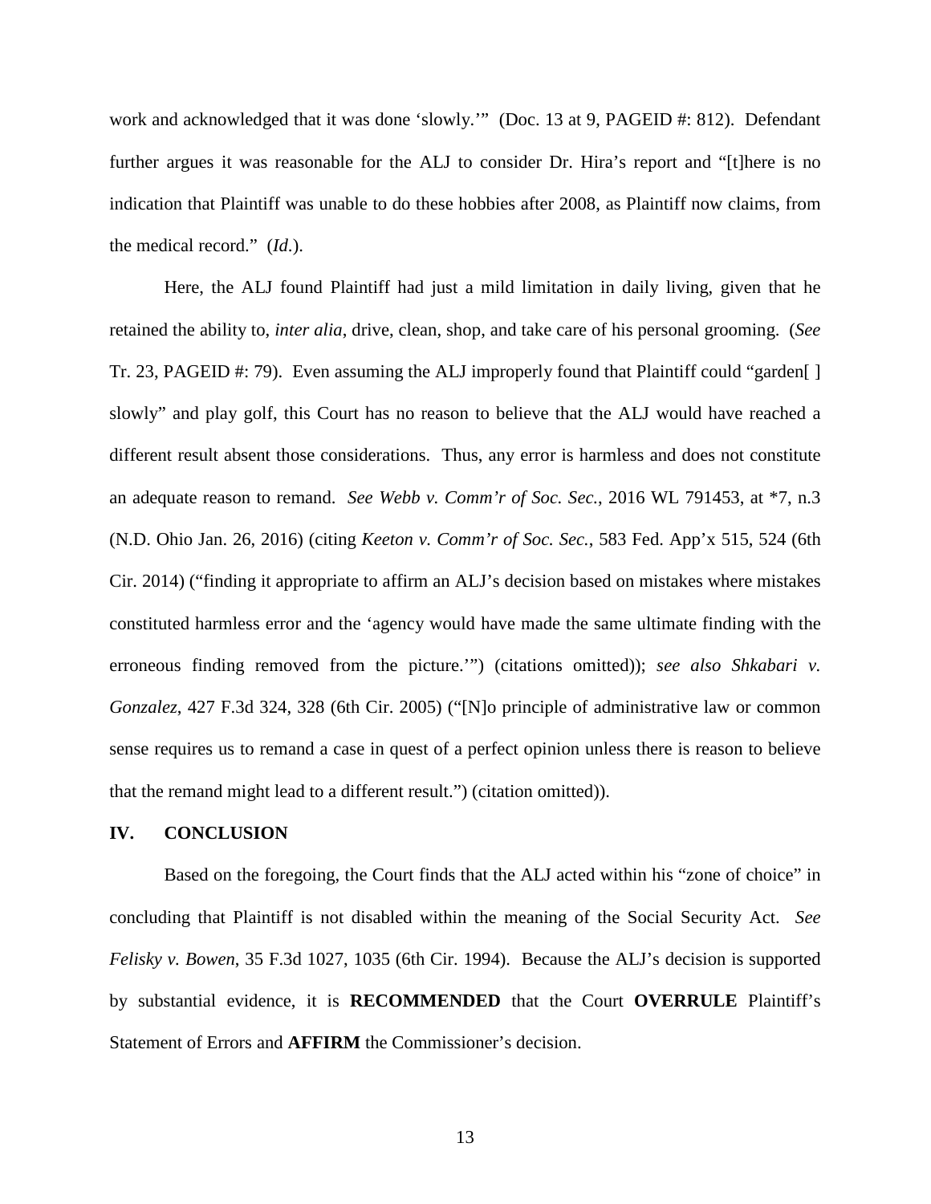work and acknowledged that it was done 'slowly.'" (Doc. 13 at 9, PAGEID #: 812). Defendant further argues it was reasonable for the ALJ to consider Dr. Hira's report and "[t]here is no indication that Plaintiff was unable to do these hobbies after 2008, as Plaintiff now claims, from the medical record." (*Id.*).

Here, the ALJ found Plaintiff had just a mild limitation in daily living, given that he retained the ability to, *inter alia*, drive, clean, shop, and take care of his personal grooming. (*See* Tr. 23, PAGEID #: 79). Even assuming the ALJ improperly found that Plaintiff could "garden[ ] slowly" and play golf, this Court has no reason to believe that the ALJ would have reached a different result absent those considerations. Thus, any error is harmless and does not constitute an adequate reason to remand. *See Webb v. Comm'r of Soc. Sec.*, 2016 WL 791453, at *7, n.3 (N.D. Ohio Jan. 26, 2016) (citing *Keeton v. Comm'r of Soc. Sec.*, 583 Fed. App'x 515, 524 (6th Cir. 2014) ("finding it appropriate to affirm an ALJ's decision based on mistakes where mistakes constituted harmless error and the 'agency would have made the same ultimate finding with the erroneous finding removed from the picture.'") (citations omitted)); *see also Shkabari v. Gonzalez*, 427 F.3d 324, 328 (6th Cir. 2005) ("[N]o principle of administrative law or common sense requires us to remand a case in quest of a perfect opinion unless there is reason to believe that the remand might lead to a different result.") (citation omitted)).

## IV. CONCLUSION

Based on the foregoing, the Court finds that the ALJ acted within his "zone of choice" in concluding that Plaintiff is not disabled within the meaning of the Social Security Act. *See Felisky v. Bowen*, 35 F.3d 1027, 1035 (6th Cir. 1994). Because the ALJ's decision is supported by substantial evidence, it is **RECOMMENDED** that the Court **OVERRULE** Plaintiff's Statement of Errors and **AFFIRM** the Commissioner's decision.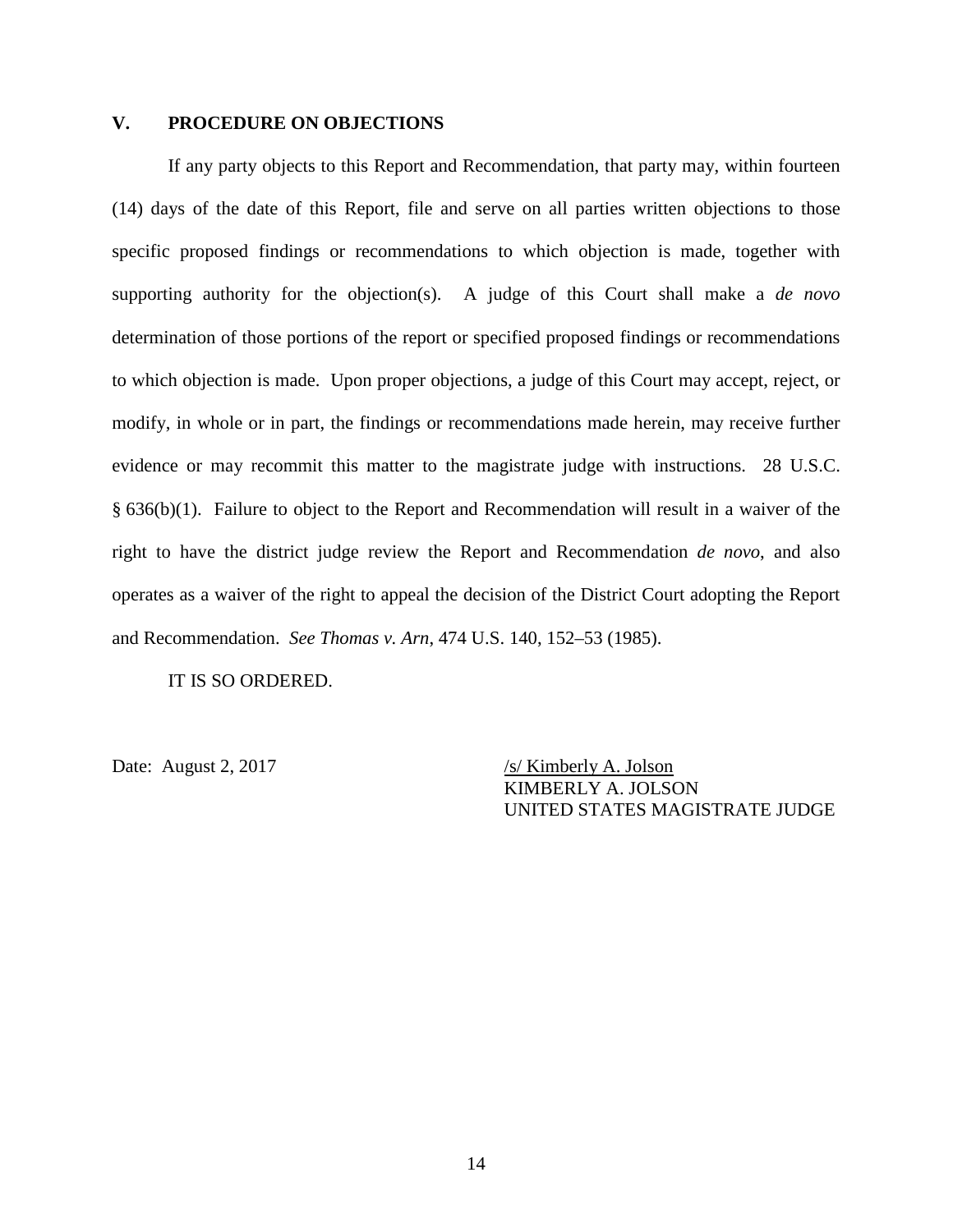## V. PROCEDURE ON OBJECTIONS

If any party objects to this Report and Recommendation, that party may, within fourteen (14) days of the date of this Report, file and serve on all parties written objections to those specific proposed findings or recommendations to which objection is made, together with supporting authority for the objection(s). A judge of this Court shall make a *de novo* determination of those portions of the report or specified proposed findings or recommendations to which objection is made. Upon proper objections, a judge of this Court may accept, reject, or modify, in whole or in part, the findings or recommendations made herein, may receive further evidence or may recommit this matter to the magistrate judge with instructions. 28 U.S.C. § 636(b)(1). Failure to object to the Report and Recommendation will result in a waiver of the right to have the district judge review the Report and Recommendation *de novo*, and also operates as a waiver of the right to appeal the decision of the District Court adopting the Report and Recommendation. *See Thomas v. Arn*, 474 U.S. 140, 152–53 (1985).

IT IS SO ORDERED.

Date: August 2, 2017

/s/ Kimberly A. Jolson
KIMBERLY A. JOLSON
UNITED STATES MAGISTRATE JUDGE